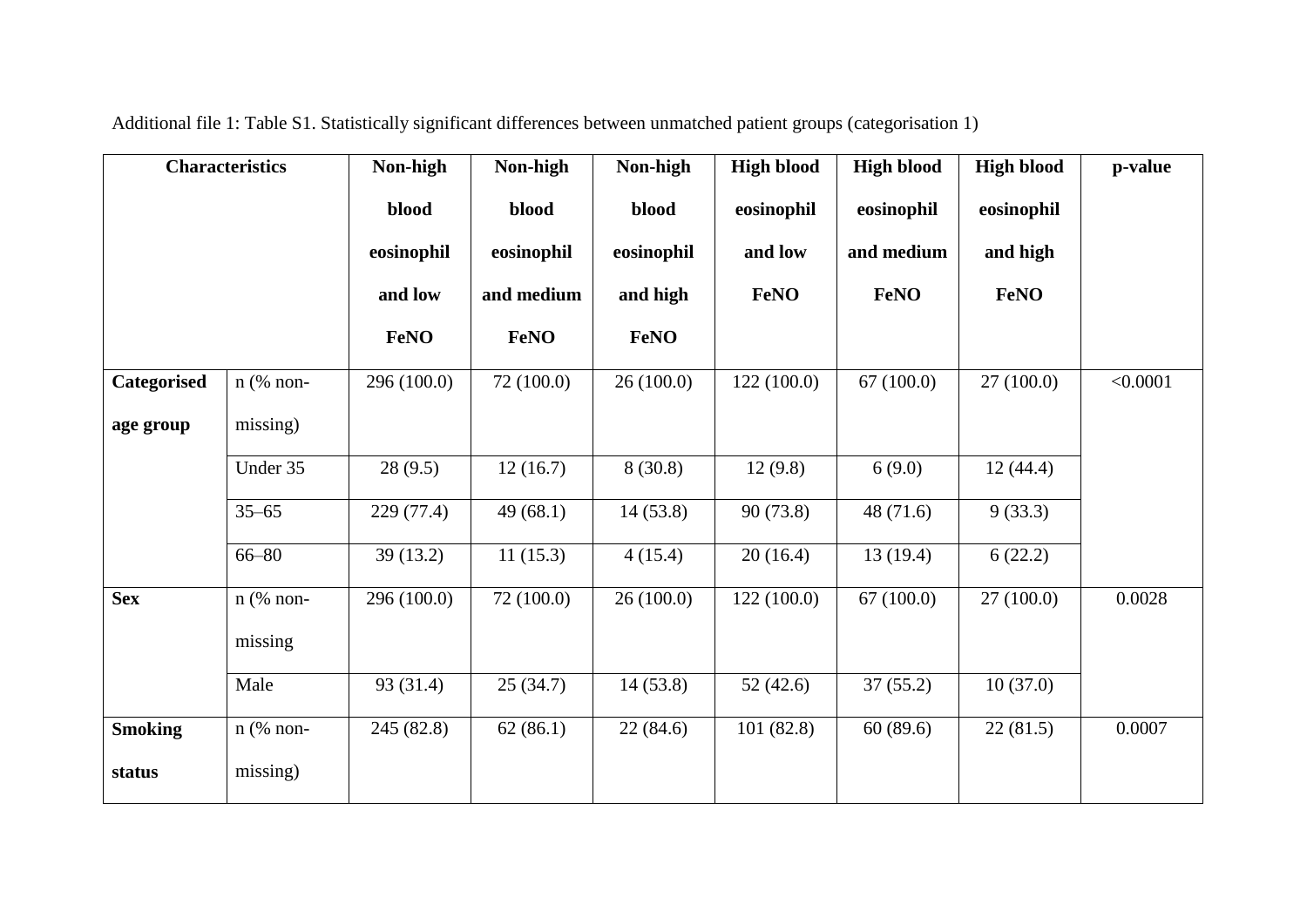Additional file 1: Table S1. Statistically significant differences between unmatched patient groups (categorisation 1)

| Characteristics | | Non-high blood eosinophil and low FeNO | Non-high blood eosinophil and medium FeNO | Non-high blood eosinophil and high FeNO | High blood eosinophil and low FeNO | High blood eosinophil and medium FeNO | High blood eosinophil and high FeNO | p-value |
|---|---|---|---|---|---|---|---|---|
| **Categorised age group** | n (% non-missing) | 296 (100.0) | 72 (100.0) | 26 (100.0) | 122 (100.0) | 67 (100.0) | 27 (100.0) | <0.0001 |
| | Under 35 | 28 (9.5) | 12 (16.7) | 8 (30.8) | 12 (9.8) | 6 (9.0) | 12 (44.4) | |
| | 35–65 | 229 (77.4) | 49 (68.1) | 14 (53.8) | 90 (73.8) | 48 (71.6) | 9 (33.3) | |
| | 66–80 | 39 (13.2) | 11 (15.3) | 4 (15.4) | 20 (16.4) | 13 (19.4) | 6 (22.2) | |
| **Sex** | n (% non-missing | 296 (100.0) | 72 (100.0) | 26 (100.0) | 122 (100.0) | 67 (100.0) | 27 (100.0) | 0.0028 |
| | Male | 93 (31.4) | 25 (34.7) | 14 (53.8) | 52 (42.6) | 37 (55.2) | 10 (37.0) | |
| **Smoking status** | n (% non-missing) | 245 (82.8) | 62 (86.1) | 22 (84.6) | 101 (82.8) | 60 (89.6) | 22 (81.5) | 0.0007 |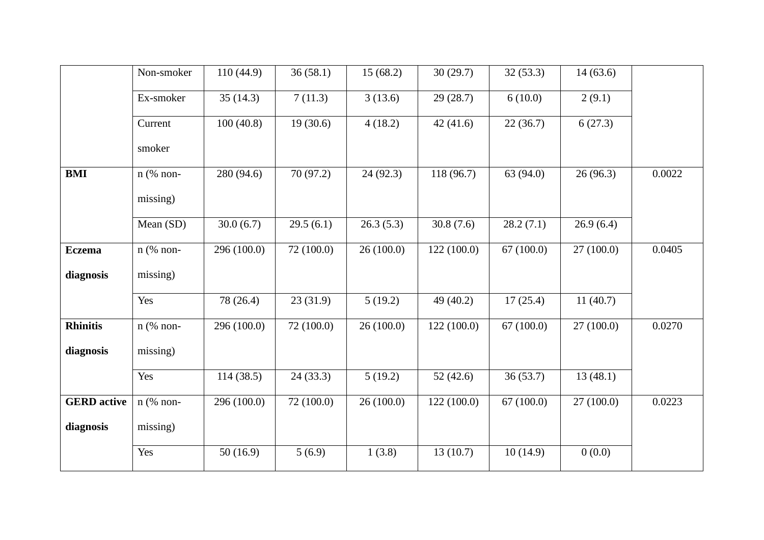| | | | | | | | | |
|---|---|---|---|---|---|---|---|---|
| | Non-smoker | 110 (44.9) | 36 (58.1) | 15 (68.2) | 30 (29.7) | 32 (53.3) | 14 (63.6) | |
| | Ex-smoker | 35 (14.3) | 7 (11.3) | 3 (13.6) | 29 (28.7) | 6 (10.0) | 2 (9.1) | |
| | Current smoker | 100 (40.8) | 19 (30.6) | 4 (18.2) | 42 (41.6) | 22 (36.7) | 6 (27.3) | |
| **BMI** | n (% non-missing) | 280 (94.6) | 70 (97.2) | 24 (92.3) | 118 (96.7) | 63 (94.0) | 26 (96.3) | 0.0022 |
| | Mean (SD) | 30.0 (6.7) | 29.5 (6.1) | 26.3 (5.3) | 30.8 (7.6) | 28.2 (7.1) | 26.9 (6.4) | |
| **Eczema diagnosis** | n (% non-missing) | 296 (100.0) | 72 (100.0) | 26 (100.0) | 122 (100.0) | 67 (100.0) | 27 (100.0) | 0.0405 |
| | Yes | 78 (26.4) | 23 (31.9) | 5 (19.2) | 49 (40.2) | 17 (25.4) | 11 (40.7) | |
| **Rhinitis diagnosis** | n (% non-missing) | 296 (100.0) | 72 (100.0) | 26 (100.0) | 122 (100.0) | 67 (100.0) | 27 (100.0) | 0.0270 |
| | Yes | 114 (38.5) | 24 (33.3) | 5 (19.2) | 52 (42.6) | 36 (53.7) | 13 (48.1) | |
| **GERD active diagnosis** | n (% non-missing) | 296 (100.0) | 72 (100.0) | 26 (100.0) | 122 (100.0) | 67 (100.0) | 27 (100.0) | 0.0223 |
| | Yes | 50 (16.9) | 5 (6.9) | 1 (3.8) | 13 (10.7) | 10 (14.9) | 0 (0.0) | |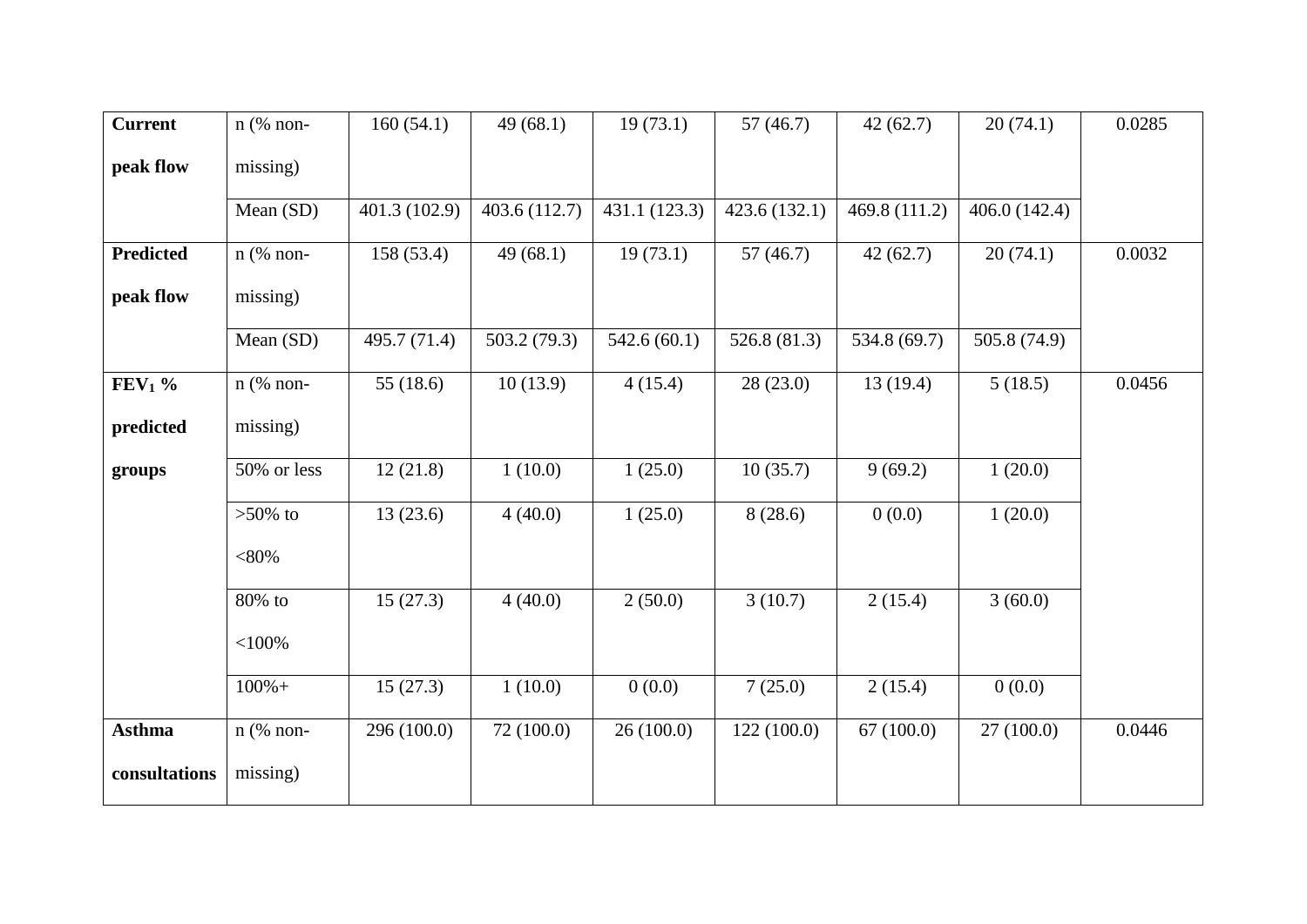| | | | | | | | | |
|---|---|---|---|---|---|---|---|---|
| **Current peak flow** | n (% non-missing) | 160 (54.1) | 49 (68.1) | 19 (73.1) | 57 (46.7) | 42 (62.7) | 20 (74.1) | 0.0285 |
| | Mean (SD) | 401.3 (102.9) | 403.6 (112.7) | 431.1 (123.3) | 423.6 (132.1) | 469.8 (111.2) | 406.0 (142.4) | |
| **Predicted peak flow** | n (% non-missing) | 158 (53.4) | 49 (68.1) | 19 (73.1) | 57 (46.7) | 42 (62.7) | 20 (74.1) | 0.0032 |
| | Mean (SD) | 495.7 (71.4) | 503.2 (79.3) | 542.6 (60.1) | 526.8 (81.3) | 534.8 (69.7) | 505.8 (74.9) | |
| **$FEV_1$ % predicted groups** | n (% non-missing) | 55 (18.6) | 10 (13.9) | 4 (15.4) | 28 (23.0) | 13 (19.4) | 5 (18.5) | 0.0456 |
| | 50% or less | 12 (21.8) | 1 (10.0) | 1 (25.0) | 10 (35.7) | 9 (69.2) | 1 (20.0) | |
| | >50% to <80% | 13 (23.6) | 4 (40.0) | 1 (25.0) | 8 (28.6) | 0 (0.0) | 1 (20.0) | |
| | 80% to <100% | 15 (27.3) | 4 (40.0) | 2 (50.0) | 3 (10.7) | 2 (15.4) | 3 (60.0) | |
| | 100%+ | 15 (27.3) | 1 (10.0) | 0 (0.0) | 7 (25.0) | 2 (15.4) | 0 (0.0) | |
| **Asthma consultations** | n (% non-missing) | 296 (100.0) | 72 (100.0) | 26 (100.0) | 122 (100.0) | 67 (100.0) | 27 (100.0) | 0.0446 |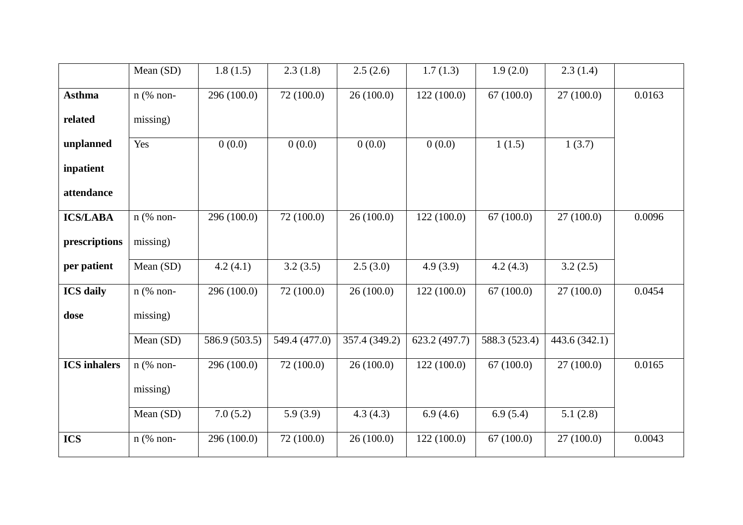| | | | | | | | | |
|---|---|---|---|---|---|---|---|---|
| | Mean (SD) | 1.8 (1.5) | 2.3 (1.8) | 2.5 (2.6) | 1.7 (1.3) | 1.9 (2.0) | 2.3 (1.4) | |
| **Asthma related unplanned inpatient attendance** | n (% non-missing) | 296 (100.0) | 72 (100.0) | 26 (100.0) | 122 (100.0) | 67 (100.0) | 27 (100.0) | 0.0163 |
| | Yes | 0 (0.0) | 0 (0.0) | 0 (0.0) | 0 (0.0) | 1 (1.5) | 1 (3.7) | |
| **ICS/LABA prescriptions per patient** | n (% non-missing) | 296 (100.0) | 72 (100.0) | 26 (100.0) | 122 (100.0) | 67 (100.0) | 27 (100.0) | 0.0096 |
| | Mean (SD) | 4.2 (4.1) | 3.2 (3.5) | 2.5 (3.0) | 4.9 (3.9) | 4.2 (4.3) | 3.2 (2.5) | |
| **ICS daily dose** | n (% non-missing) | 296 (100.0) | 72 (100.0) | 26 (100.0) | 122 (100.0) | 67 (100.0) | 27 (100.0) | 0.0454 |
| | Mean (SD) | 586.9 (503.5) | 549.4 (477.0) | 357.4 (349.2) | 623.2 (497.7) | 588.3 (523.4) | 443.6 (342.1) | |
| **ICS inhalers** | n (% non-missing) | 296 (100.0) | 72 (100.0) | 26 (100.0) | 122 (100.0) | 67 (100.0) | 27 (100.0) | 0.0165 |
| | Mean (SD) | 7.0 (5.2) | 5.9 (3.9) | 4.3 (4.3) | 6.9 (4.6) | 6.9 (5.4) | 5.1 (2.8) | |
| **ICS** | n (% non- | 296 (100.0) | 72 (100.0) | 26 (100.0) | 122 (100.0) | 67 (100.0) | 27 (100.0) | 0.0043 |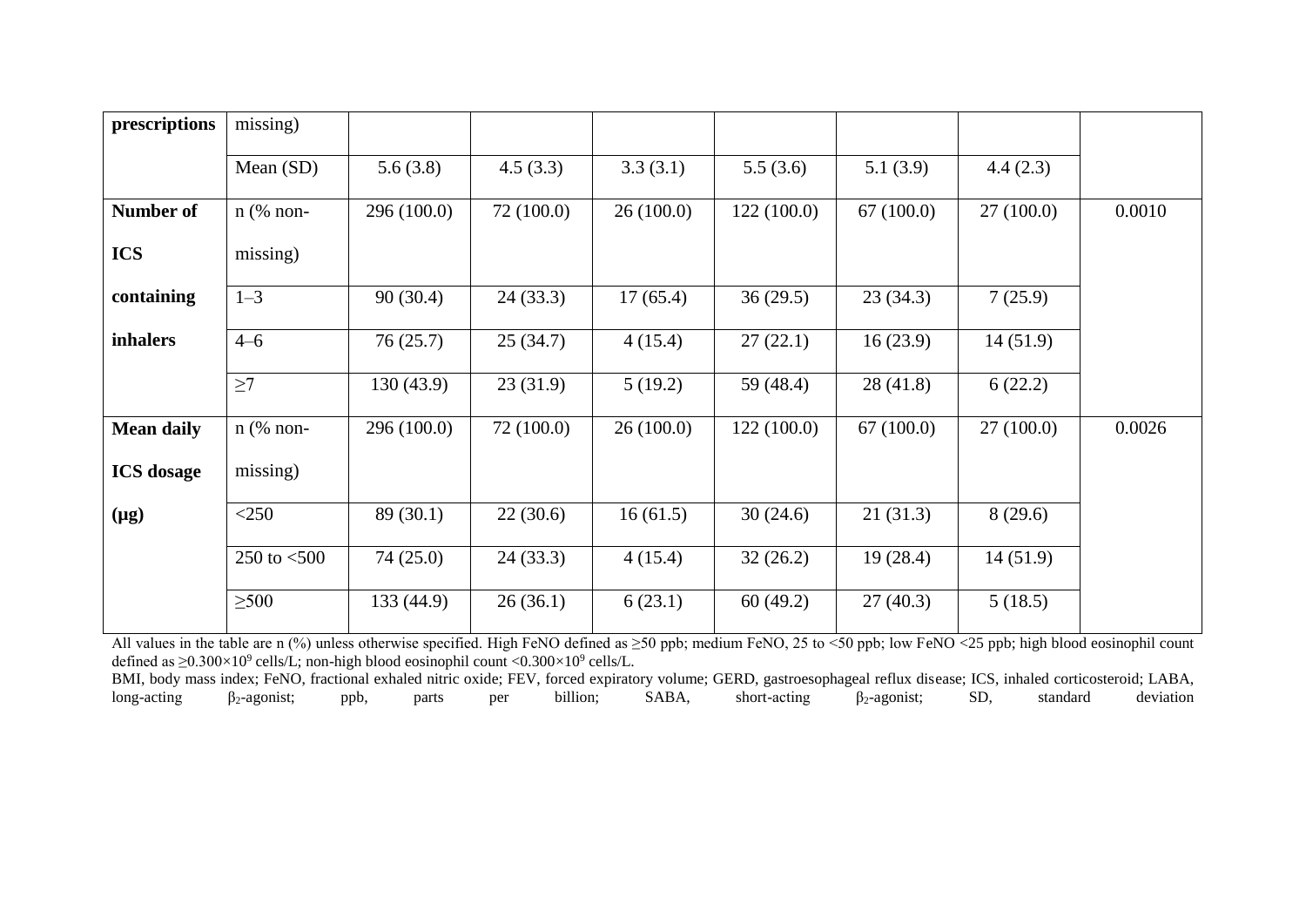| | | | | | | | | |
|---|---|---|---|---|---|---|---|---|
| **prescriptions** | missing) | | | | | | | |
| | Mean (SD) | 5.6 (3.8) | 4.5 (3.3) | 3.3 (3.1) | 5.5 (3.6) | 5.1 (3.9) | 4.4 (2.3) | |
| **Number of ICS containing inhalers** | n (% non-missing) | 296 (100.0) | 72 (100.0) | 26 (100.0) | 122 (100.0) | 67 (100.0) | 27 (100.0) | 0.0010 |
| | 1–3 | 90 (30.4) | 24 (33.3) | 17 (65.4) | 36 (29.5) | 23 (34.3) | 7 (25.9) | |
| | 4–6 | 76 (25.7) | 25 (34.7) | 4 (15.4) | 27 (22.1) | 16 (23.9) | 14 (51.9) | |
| | ≥7 | 130 (43.9) | 23 (31.9) | 5 (19.2) | 59 (48.4) | 28 (41.8) | 6 (22.2) | |
| **Mean daily ICS dosage (µg)** | n (% non-missing) | 296 (100.0) | 72 (100.0) | 26 (100.0) | 122 (100.0) | 67 (100.0) | 27 (100.0) | 0.0026 |
| | <250 | 89 (30.1) | 22 (30.6) | 16 (61.5) | 30 (24.6) | 21 (31.3) | 8 (29.6) | |
| | 250 to <500 | 74 (25.0) | 24 (33.3) | 4 (15.4) | 32 (26.2) | 19 (28.4) | 14 (51.9) | |
| | ≥500 | 133 (44.9) | 26 (36.1) | 6 (23.1) | 60 (49.2) | 27 (40.3) | 5 (18.5) | |

All values in the table are n (%) unless otherwise specified. High FeNO defined as ≥50 ppb; medium FeNO, 25 to <50 ppb; low FeNO <25 ppb; high blood eosinophil count defined as $\geq 0.300\times10^9$ cells/L; non-high blood eosinophil count $<0.300\times10^9$ cells/L.

BMI, body mass index; FeNO, fractional exhaled nitric oxide; FEV, forced expiratory volume; GERD, gastroesophageal reflux disease; ICS, inhaled corticosteroid; LABA, long-acting $\beta_2$-agonist; ppb, parts per billion; SABA, short-acting $\beta_2$-agonist; SD, standard deviation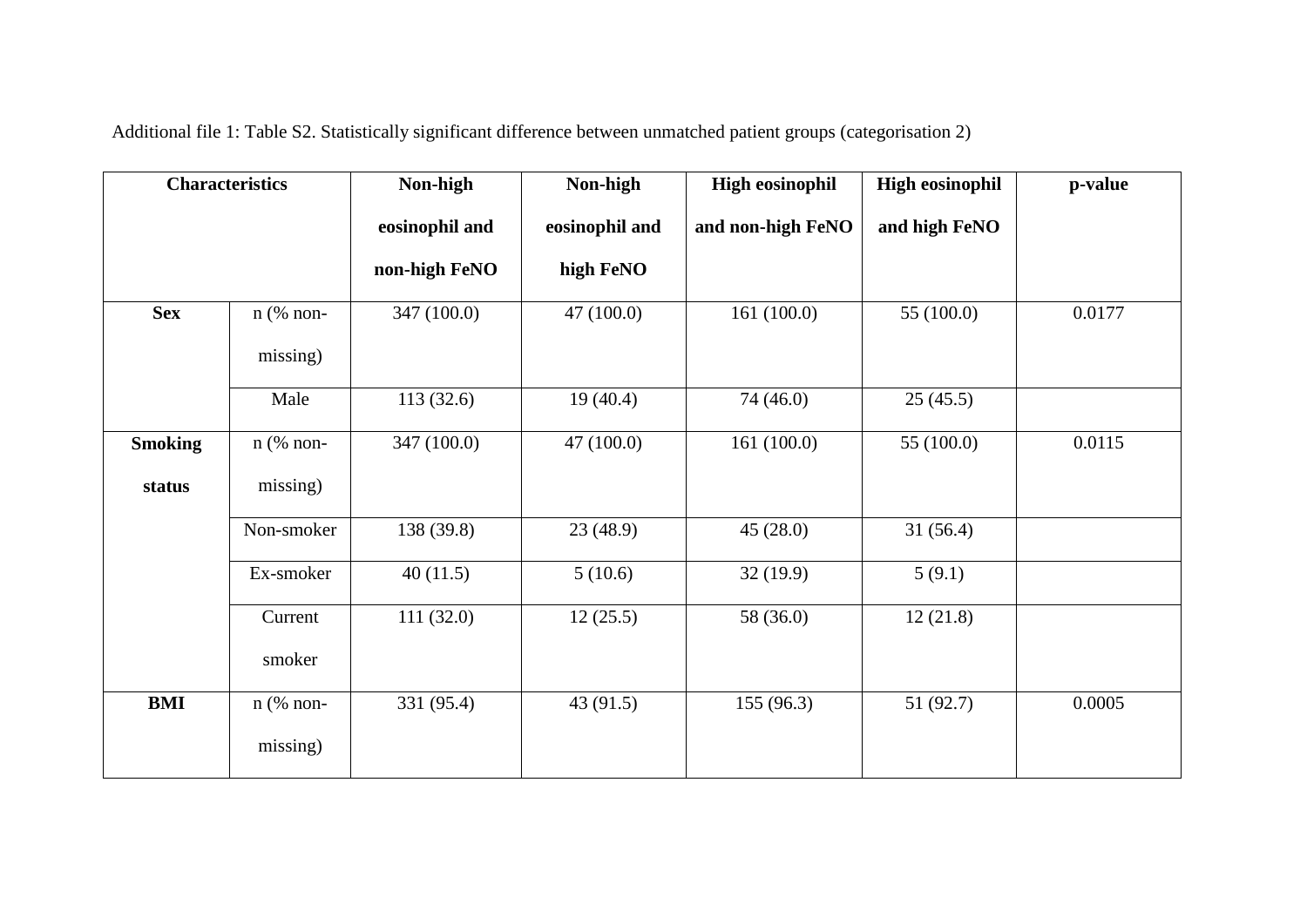Additional file 1: Table S2. Statistically significant difference between unmatched patient groups (categorisation 2)

| Characteristics | | Non-high eosinophil and non-high FeNO | Non-high eosinophil and high FeNO | High eosinophil and non-high FeNO | High eosinophil and high FeNO | p-value |
|---|---|---|---|---|---|---|
| **Sex** | n (% non-missing) | 347 (100.0) | 47 (100.0) | 161 (100.0) | 55 (100.0) | 0.0177 |
| | Male | 113 (32.6) | 19 (40.4) | 74 (46.0) | 25 (45.5) | |
| **Smoking status** | n (% non-missing) | 347 (100.0) | 47 (100.0) | 161 (100.0) | 55 (100.0) | 0.0115 |
| | Non-smoker | 138 (39.8) | 23 (48.9) | 45 (28.0) | 31 (56.4) | |
| | Ex-smoker | 40 (11.5) | 5 (10.6) | 32 (19.9) | 5 (9.1) | |
| | Current smoker | 111 (32.0) | 12 (25.5) | 58 (36.0) | 12 (21.8) | |
| **BMI** | n (% non-missing) | 331 (95.4) | 43 (91.5) | 155 (96.3) | 51 (92.7) | 0.0005 |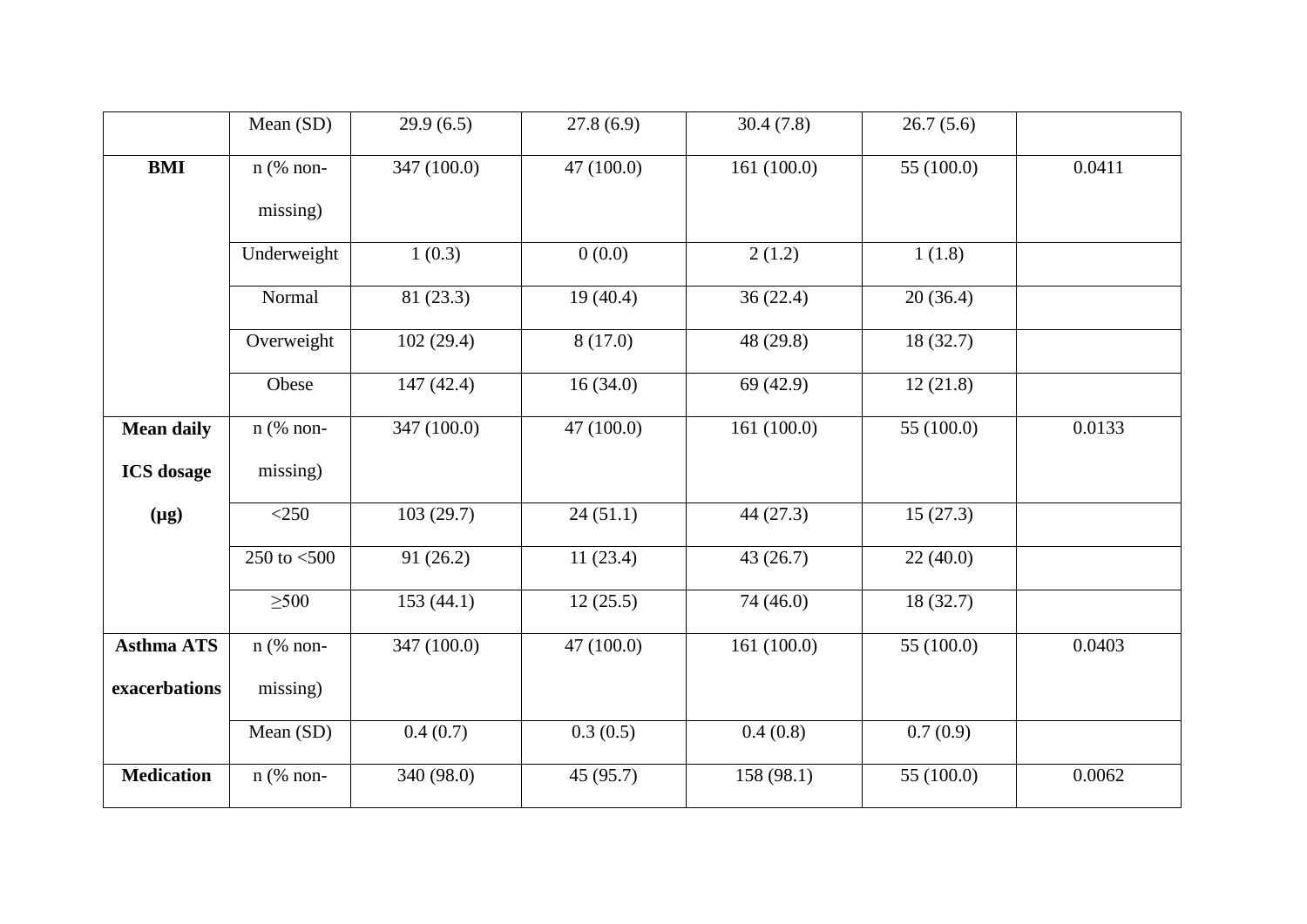| | | | | | | |
|---|---|---|---|---|---|---|
| | Mean (SD) | 29.9 (6.5) | 27.8 (6.9) | 30.4 (7.8) | 26.7 (5.6) | |
| **BMI** | n (% non-missing) | 347 (100.0) | 47 (100.0) | 161 (100.0) | 55 (100.0) | 0.0411 |
| | Underweight | 1 (0.3) | 0 (0.0) | 2 (1.2) | 1 (1.8) | |
| | Normal | 81 (23.3) | 19 (40.4) | 36 (22.4) | 20 (36.4) | |
| | Overweight | 102 (29.4) | 8 (17.0) | 48 (29.8) | 18 (32.7) | |
| | Obese | 147 (42.4) | 16 (34.0) | 69 (42.9) | 12 (21.8) | |
| **Mean daily ICS dosage (μg)** | n (% non-missing) | 347 (100.0) | 47 (100.0) | 161 (100.0) | 55 (100.0) | 0.0133 |
| | <250 | 103 (29.7) | 24 (51.1) | 44 (27.3) | 15 (27.3) | |
| | 250 to <500 | 91 (26.2) | 11 (23.4) | 43 (26.7) | 22 (40.0) | |
| | ≥500 | 153 (44.1) | 12 (25.5) | 74 (46.0) | 18 (32.7) | |
| **Asthma ATS exacerbations** | n (% non-missing) | 347 (100.0) | 47 (100.0) | 161 (100.0) | 55 (100.0) | 0.0403 |
| | Mean (SD) | 0.4 (0.7) | 0.3 (0.5) | 0.4 (0.8) | 0.7 (0.9) | |
| **Medication** | n (% non- | 340 (98.0) | 45 (95.7) | 158 (98.1) | 55 (100.0) | 0.0062 |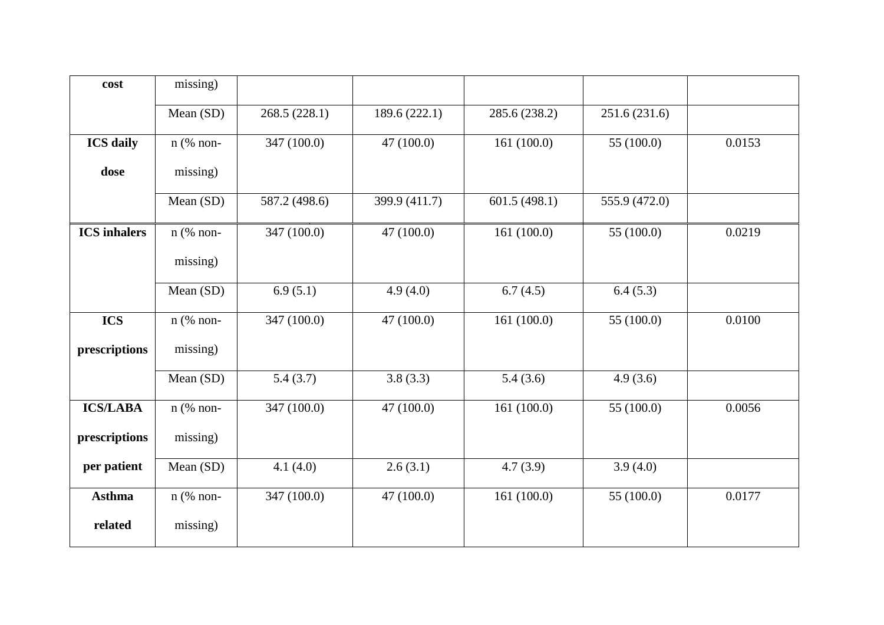| | | | | | | |
|---|---|---|---|---|---|---|
| cost | missing) | | | | | |
| | Mean (SD) | 268.5 (228.1) | 189.6 (222.1) | 285.6 (238.2) | 251.6 (231.6) | |
| **ICS daily dose** | n (% non-missing) | 347 (100.0) | 47 (100.0) | 161 (100.0) | 55 (100.0) | 0.0153 |
| | Mean (SD) | 587.2 (498.6) | 399.9 (411.7) | 601.5 (498.1) | 555.9 (472.0) | |
| **ICS inhalers** | n (% non-missing) | 347 (100.0) | 47 (100.0) | 161 (100.0) | 55 (100.0) | 0.0219 |
| | Mean (SD) | 6.9 (5.1) | 4.9 (4.0) | 6.7 (4.5) | 6.4 (5.3) | |
| **ICS prescriptions** | n (% non-missing) | 347 (100.0) | 47 (100.0) | 161 (100.0) | 55 (100.0) | 0.0100 |
| | Mean (SD) | 5.4 (3.7) | 3.8 (3.3) | 5.4 (3.6) | 4.9 (3.6) | |
| **ICS/LABA prescriptions per patient** | n (% non-missing) | 347 (100.0) | 47 (100.0) | 161 (100.0) | 55 (100.0) | 0.0056 |
| | Mean (SD) | 4.1 (4.0) | 2.6 (3.1) | 4.7 (3.9) | 3.9 (4.0) | |
| **Asthma related** | n (% non-missing) | 347 (100.0) | 47 (100.0) | 161 (100.0) | 55 (100.0) | 0.0177 |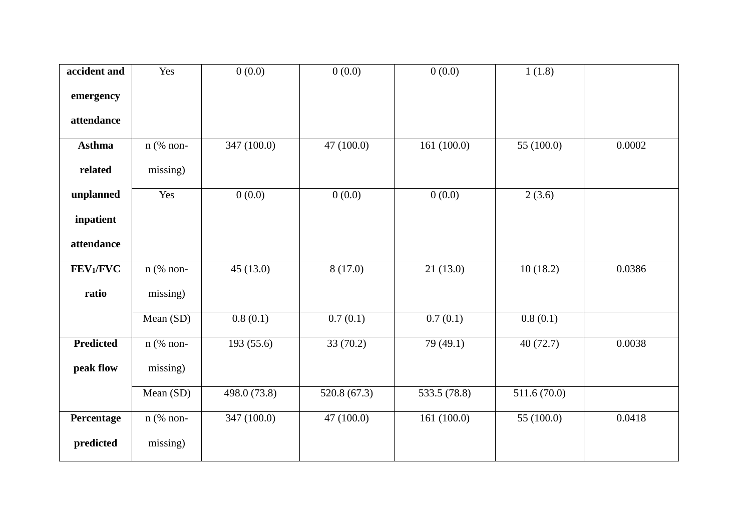| | | | | | | |
|---|---|---|---|---|---|---|
| **accident and emergency attendance** | Yes | 0 (0.0) | 0 (0.0) | 0 (0.0) | 1 (1.8) | |
| **Asthma related unplanned inpatient attendance** | n (% non-missing) | 347 (100.0) | 47 (100.0) | 161 (100.0) | 55 (100.0) | 0.0002 |
| | Yes | 0 (0.0) | 0 (0.0) | 0 (0.0) | 2 (3.6) | |
| **$FEV_1$/FVC ratio** | n (% non-missing) | 45 (13.0) | 8 (17.0) | 21 (13.0) | 10 (18.2) | 0.0386 |
| | Mean (SD) | 0.8 (0.1) | 0.7 (0.1) | 0.7 (0.1) | 0.8 (0.1) | |
| **Predicted peak flow** | n (% non-missing) | 193 (55.6) | 33 (70.2) | 79 (49.1) | 40 (72.7) | 0.0038 |
| | Mean (SD) | 498.0 (73.8) | 520.8 (67.3) | 533.5 (78.8) | 511.6 (70.0) | |
| **Percentage predicted** | n (% non-missing) | 347 (100.0) | 47 (100.0) | 161 (100.0) | 55 (100.0) | 0.0418 |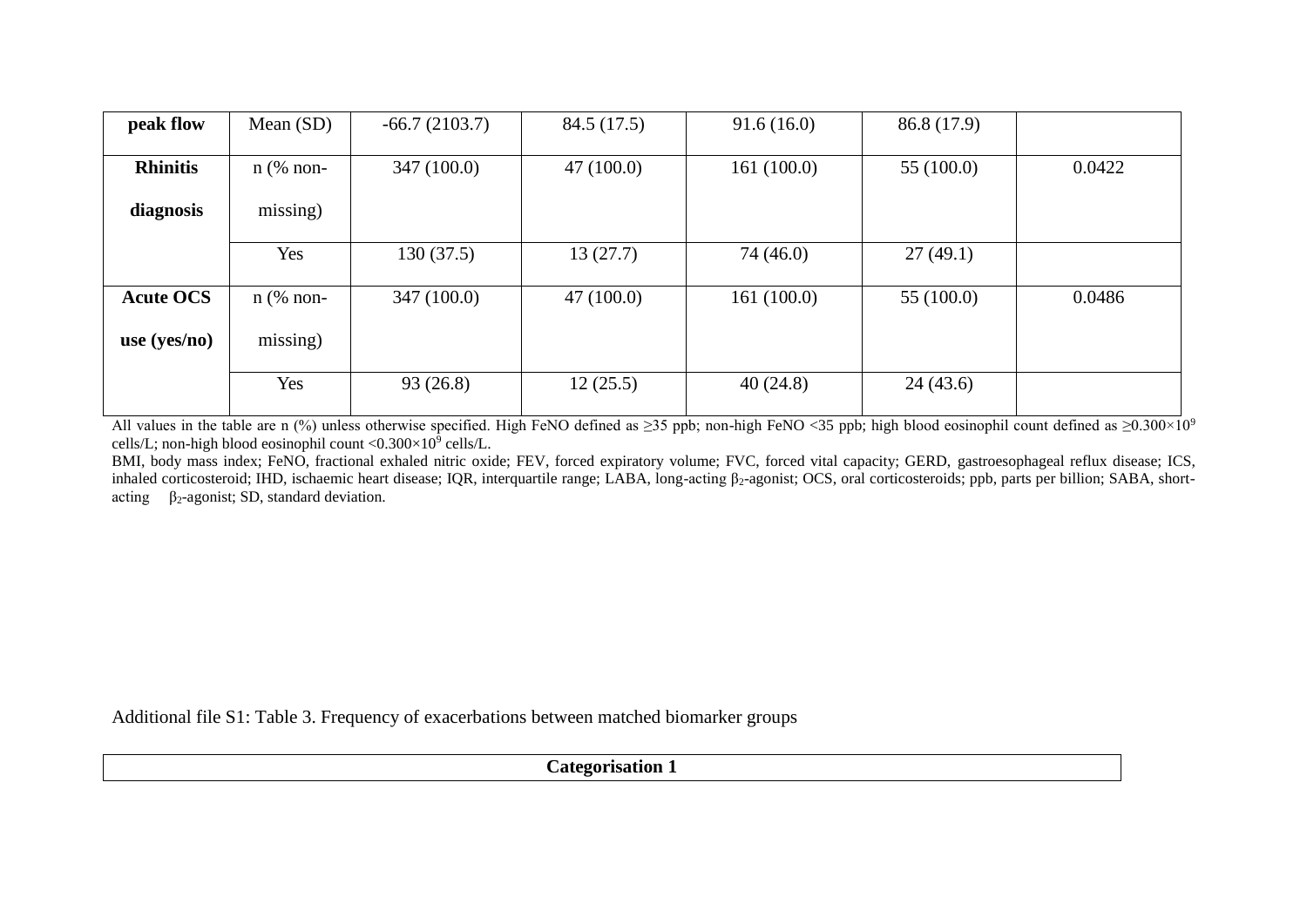| | | | | | | |
|---|---|---|---|---|---|---|
| **peak flow** | Mean (SD) | -66.7 (2103.7) | 84.5 (17.5) | 91.6 (16.0) | 86.8 (17.9) | |
| **Rhinitis diagnosis** | n (% non-missing) | 347 (100.0) | 47 (100.0) | 161 (100.0) | 55 (100.0) | 0.0422 |
| | Yes | 130 (37.5) | 13 (27.7) | 74 (46.0) | 27 (49.1) | |
| **Acute OCS use (yes/no)** | n (% non-missing) | 347 (100.0) | 47 (100.0) | 161 (100.0) | 55 (100.0) | 0.0486 |
| | Yes | 93 (26.8) | 12 (25.5) | 40 (24.8) | 24 (43.6) | |

All values in the table are n (%) unless otherwise specified. High FeNO defined as ≥35 ppb; non-high FeNO <35 ppb; high blood eosinophil count defined as $\geq 0.300\times10^9$ cells/L; non-high blood eosinophil count $<0.300\times10^9$ cells/L.

BMI, body mass index; FeNO, fractional exhaled nitric oxide; FEV, forced expiratory volume; FVC, forced vital capacity; GERD, gastroesophageal reflux disease; ICS, inhaled corticosteroid; IHD, ischaemic heart disease; IQR, interquartile range; LABA, long-acting $\beta_2$-agonist; OCS, oral corticosteroids; ppb, parts per billion; SABA, short-acting $\beta_2$-agonist; SD, standard deviation.

Additional file S1: Table 3. Frequency of exacerbations between matched biomarker groups

| **Categorisation 1** |
|---|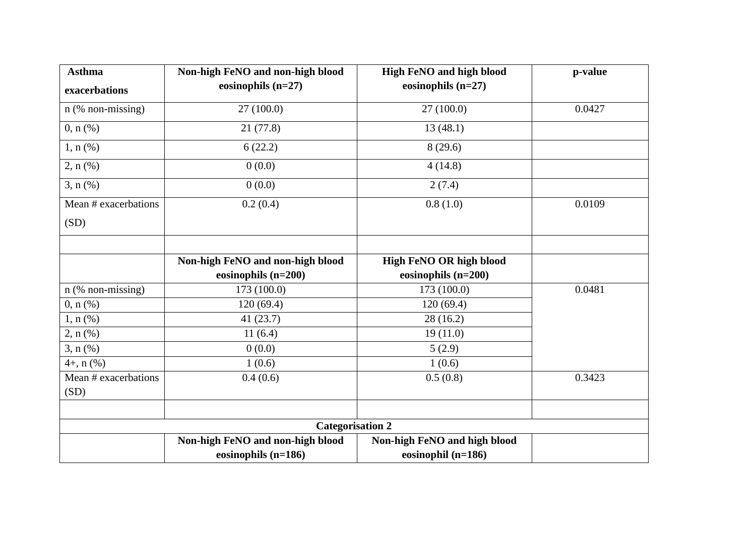| Asthma exacerbations | Non-high FeNO and non-high blood eosinophils (n=27) | High FeNO and high blood eosinophils (n=27) | p-value |
|---|---|---|---|
| n (% non-missing) | 27 (100.0) | 27 (100.0) | 0.0427 |
| 0, n (%) | 21 (77.8) | 13 (48.1) | |
| 1, n (%) | 6 (22.2) | 8 (29.6) | |
| 2, n (%) | 0 (0.0) | 4 (14.8) | |
| 3, n (%) | 0 (0.0) | 2 (7.4) | |
| Mean # exacerbations (SD) | 0.2 (0.4) | 0.8 (1.0) | 0.0109 |
| | | | |
| | **Non-high FeNO and non-high blood eosinophils (n=200)** | **High FeNO OR high blood eosinophils (n=200)** | |
| n (% non-missing) | 173 (100.0) | 173 (100.0) | 0.0481 |
| 0, n (%) | 120 (69.4) | 120 (69.4) | |
| 1, n (%) | 41 (23.7) | 28 (16.2) | |
| 2, n (%) | 11 (6.4) | 19 (11.0) | |
| 3, n (%) | 0 (0.0) | 5 (2.9) | |
| 4+, n (%) | 1 (0.6) | 1 (0.6) | |
| Mean # exacerbations (SD) | 0.4 (0.6) | 0.5 (0.8) | 0.3423 |
| | | | |
| **Categorisation 2** | | | |
| | **Non-high FeNO and non-high blood eosinophils (n=186)** | **Non-high FeNO and high blood eosinophil (n=186)** | |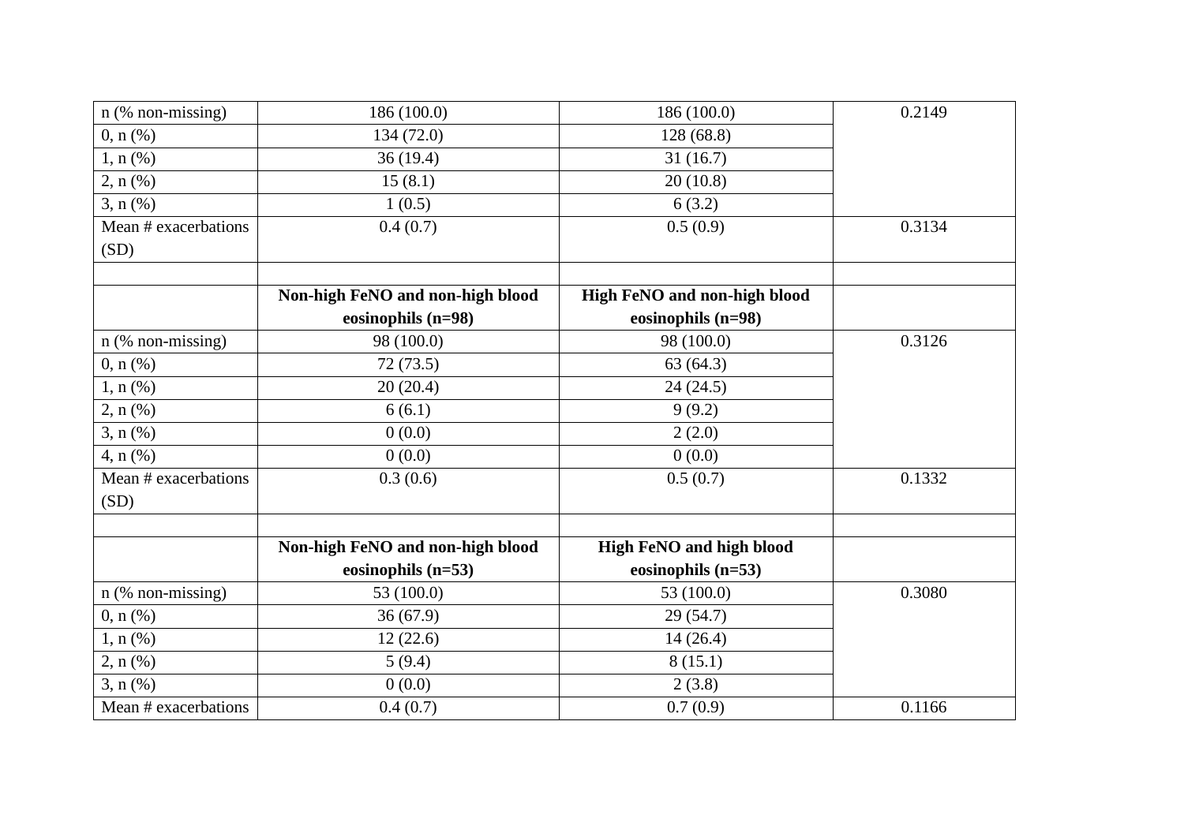| | | | |
|---|---|---|---|
| n (% non-missing) | 186 (100.0) | 186 (100.0) | 0.2149 |
| 0, n (%) | 134 (72.0) | 128 (68.8) | |
| 1, n (%) | 36 (19.4) | 31 (16.7) | |
| 2, n (%) | 15 (8.1) | 20 (10.8) | |
| 3, n (%) | 1 (0.5) | 6 (3.2) | |
| Mean # exacerbations (SD) | 0.4 (0.7) | 0.5 (0.9) | 0.3134 |
| | | | |
| | **Non-high FeNO and non-high blood eosinophils (n=98)** | **High FeNO and non-high blood eosinophils (n=98)** | |
| n (% non-missing) | 98 (100.0) | 98 (100.0) | 0.3126 |
| 0, n (%) | 72 (73.5) | 63 (64.3) | |
| 1, n (%) | 20 (20.4) | 24 (24.5) | |
| 2, n (%) | 6 (6.1) | 9 (9.2) | |
| 3, n (%) | 0 (0.0) | 2 (2.0) | |
| 4, n (%) | 0 (0.0) | 0 (0.0) | |
| Mean # exacerbations (SD) | 0.3 (0.6) | 0.5 (0.7) | 0.1332 |
| | | | |
| | **Non-high FeNO and non-high blood eosinophils (n=53)** | **High FeNO and high blood eosinophils (n=53)** | |
| n (% non-missing) | 53 (100.0) | 53 (100.0) | 0.3080 |
| 0, n (%) | 36 (67.9) | 29 (54.7) | |
| 1, n (%) | 12 (22.6) | 14 (26.4) | |
| 2, n (%) | 5 (9.4) | 8 (15.1) | |
| 3, n (%) | 0 (0.0) | 2 (3.8) | |
| Mean # exacerbations | 0.4 (0.7) | 0.7 (0.9) | 0.1166 |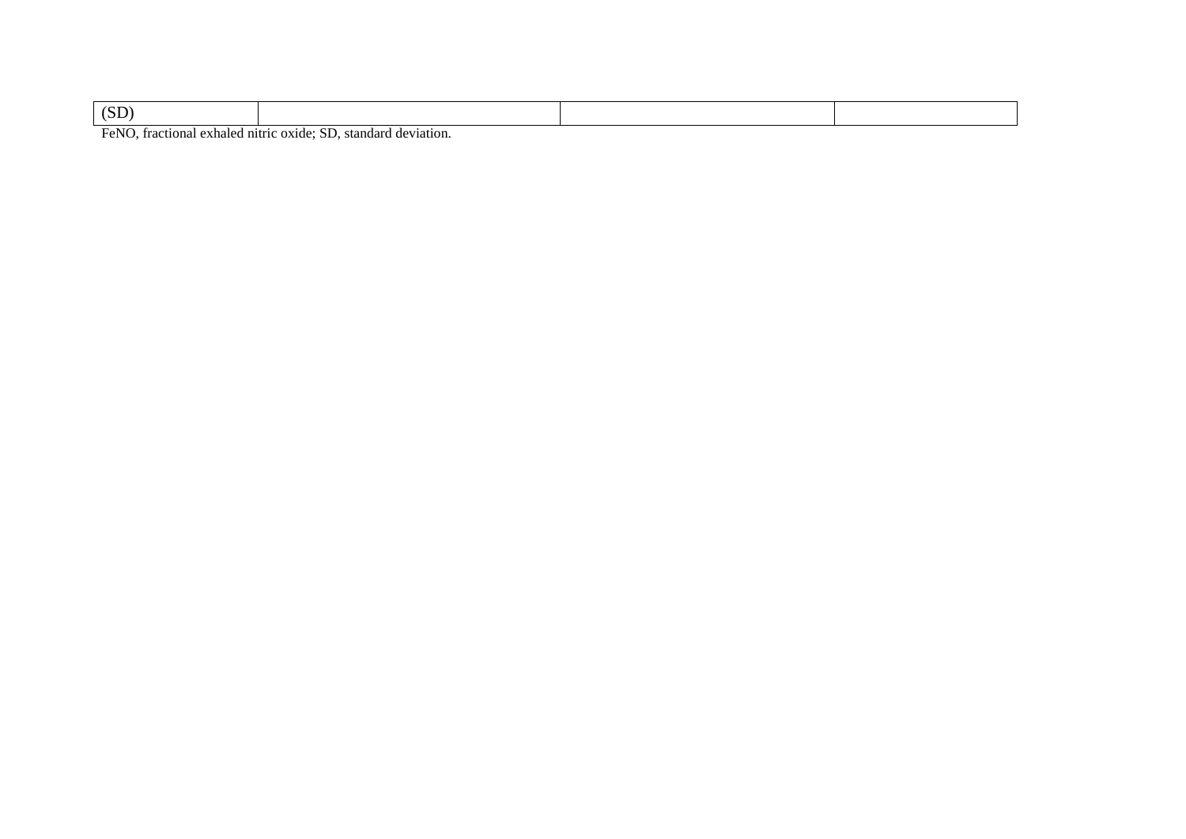| | | | |
|---|---|---|---|
| (SD) | | | |

FeNO, fractional exhaled nitric oxide; SD, standard deviation.